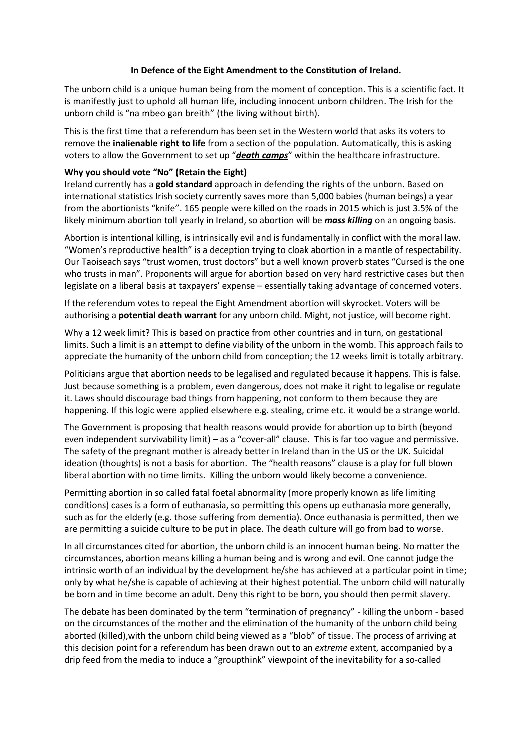# <u>In Defence of the Eight Amendment to the Constitution of Ireland.</u>

The unborn child is a unique human being from the moment of conception. This is a scientific fact. It is manifestly just to uphold all human life, including innocent unborn children. The Irish for the unborn child is "na mbeo gan breith" (the living without birth).

This is the first time that a referendum has been set in the Western world that asks its voters to remove the **inalienable right to life** from a section of the population. Automatically, this is asking voters to allow the Government to set up "***<u>death camps</u>***" within the healthcare infrastructure.

## <u>Why you should vote "No" (Retain the Eight)</u>

Ireland currently has a **gold standard** approach in defending the rights of the unborn. Based on international statistics Irish society currently saves more than 5,000 babies (human beings) a year from the abortionists "knife". 165 people were killed on the roads in 2015 which is just 3.5% of the likely minimum abortion toll yearly in Ireland, so abortion will be ***<u>mass killing</u>*** on an ongoing basis.

Abortion is intentional killing, is intrinsically evil and is fundamentally in conflict with the moral law. "Women's reproductive health" is a deception trying to cloak abortion in a mantle of respectability. Our Taoiseach says "trust women, trust doctors" but a well known proverb states "Cursed is the one who trusts in man". Proponents will argue for abortion based on very hard restrictive cases but then legislate on a liberal basis at taxpayers' expense – essentially taking advantage of concerned voters.

If the referendum votes to repeal the Eight Amendment abortion will skyrocket. Voters will be authorising a **potential death warrant** for any unborn child. Might, not justice, will become right.

Why a 12 week limit? This is based on practice from other countries and in turn, on gestational limits. Such a limit is an attempt to define viability of the unborn in the womb. This approach fails to appreciate the humanity of the unborn child from conception; the 12 weeks limit is totally arbitrary.

Politicians argue that abortion needs to be legalised and regulated because it happens. This is false. Just because something is a problem, even dangerous, does not make it right to legalise or regulate it. Laws should discourage bad things from happening, not conform to them because they are happening. If this logic were applied elsewhere e.g. stealing, crime etc. it would be a strange world.

The Government is proposing that health reasons would provide for abortion up to birth (beyond even independent survivability limit) – as a "cover-all" clause. This is far too vague and permissive. The safety of the pregnant mother is already better in Ireland than in the US or the UK. Suicidal ideation (thoughts) is not a basis for abortion. The "health reasons" clause is a play for full blown liberal abortion with no time limits. Killing the unborn would likely become a convenience.

Permitting abortion in so called fatal foetal abnormality (more properly known as life limiting conditions) cases is a form of euthanasia, so permitting this opens up euthanasia more generally, such as for the elderly (e.g. those suffering from dementia). Once euthanasia is permitted, then we are permitting a suicide culture to be put in place. The death culture will go from bad to worse.

In all circumstances cited for abortion, the unborn child is an innocent human being. No matter the circumstances, abortion means killing a human being and is wrong and evil. One cannot judge the intrinsic worth of an individual by the development he/she has achieved at a particular point in time; only by what he/she is capable of achieving at their highest potential. The unborn child will naturally be born and in time become an adult. Deny this right to be born, you should then permit slavery.

The debate has been dominated by the term "termination of pregnancy" - killing the unborn - based on the circumstances of the mother and the elimination of the humanity of the unborn child being aborted (killed),with the unborn child being viewed as a "blob" of tissue. The process of arriving at this decision point for a referendum has been drawn out to an *extreme* extent, accompanied by a drip feed from the media to induce a "groupthink" viewpoint of the inevitability for a so-called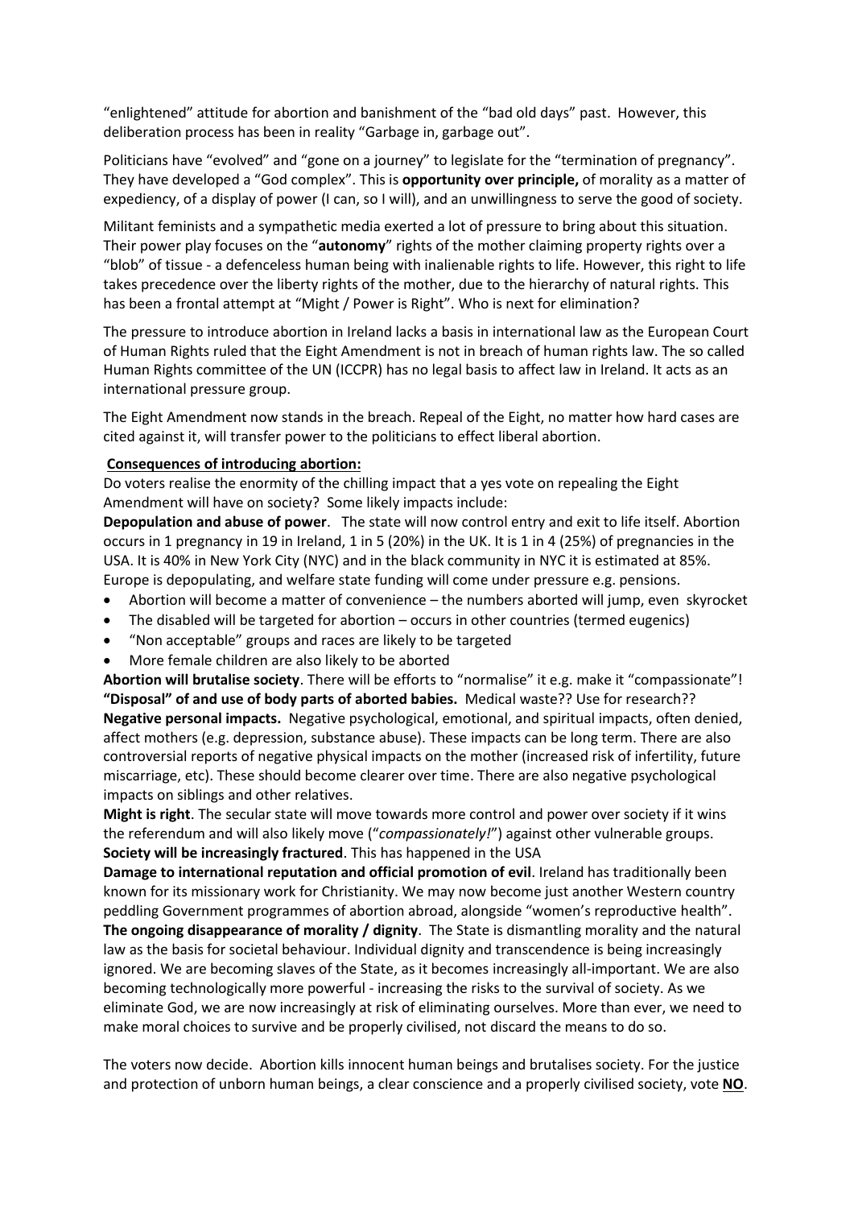"enlightened" attitude for abortion and banishment of the "bad old days" past. However, this deliberation process has been in reality "Garbage in, garbage out".

Politicians have "evolved" and "gone on a journey" to legislate for the "termination of pregnancy". They have developed a "God complex". This is **opportunity over principle,** of morality as a matter of expediency, of a display of power (I can, so I will), and an unwillingness to serve the good of society.

Militant feminists and a sympathetic media exerted a lot of pressure to bring about this situation. Their power play focuses on the "**autonomy**" rights of the mother claiming property rights over a "blob" of tissue - a defenceless human being with inalienable rights to life. However, this right to life takes precedence over the liberty rights of the mother, due to the hierarchy of natural rights. This has been a frontal attempt at "Might / Power is Right". Who is next for elimination?

The pressure to introduce abortion in Ireland lacks a basis in international law as the European Court of Human Rights ruled that the Eight Amendment is not in breach of human rights law. The so called Human Rights committee of the UN (ICCPR) has no legal basis to affect law in Ireland. It acts as an international pressure group.

The Eight Amendment now stands in the breach. Repeal of the Eight, no matter how hard cases are cited against it, will transfer power to the politicians to effect liberal abortion.

**Consequences of introducing abortion:**

Do voters realise the enormity of the chilling impact that a yes vote on repealing the Eight Amendment will have on society? Some likely impacts include:

**Depopulation and abuse of power**. The state will now control entry and exit to life itself. Abortion occurs in 1 pregnancy in 19 in Ireland, 1 in 5 (20%) in the UK. It is 1 in 4 (25%) of pregnancies in the USA. It is 40% in New York City (NYC) and in the black community in NYC it is estimated at 85%. Europe is depopulating, and welfare state funding will come under pressure e.g. pensions.

- Abortion will become a matter of convenience – the numbers aborted will jump, even skyrocket
- The disabled will be targeted for abortion – occurs in other countries (termed eugenics)
- "Non acceptable" groups and races are likely to be targeted
- More female children are also likely to be aborted

**Abortion will brutalise society**. There will be efforts to "normalise" it e.g. make it "compassionate"!

**"Disposal" of and use of body parts of aborted babies.** Medical waste?? Use for research??

**Negative personal impacts.** Negative psychological, emotional, and spiritual impacts, often denied, affect mothers (e.g. depression, substance abuse). These impacts can be long term. There are also controversial reports of negative physical impacts on the mother (increased risk of infertility, future miscarriage, etc). These should become clearer over time. There are also negative psychological impacts on siblings and other relatives.

**Might is right**. The secular state will move towards more control and power over society if it wins the referendum and will also likely move ("*compassionately!*") against other vulnerable groups.

**Society will be increasingly fractured**. This has happened in the USA

**Damage to international reputation and official promotion of evil**. Ireland has traditionally been known for its missionary work for Christianity. We may now become just another Western country peddling Government programmes of abortion abroad, alongside "women's reproductive health".

**The ongoing disappearance of morality / dignity**. The State is dismantling morality and the natural law as the basis for societal behaviour. Individual dignity and transcendence is being increasingly ignored. We are becoming slaves of the State, as it becomes increasingly all-important. We are also becoming technologically more powerful - increasing the risks to the survival of society. As we eliminate God, we are now increasingly at risk of eliminating ourselves. More than ever, we need to make moral choices to survive and be properly civilised, not discard the means to do so.

The voters now decide. Abortion kills innocent human beings and brutalises society. For the justice and protection of unborn human beings, a clear conscience and a properly civilised society, vote **NO**.